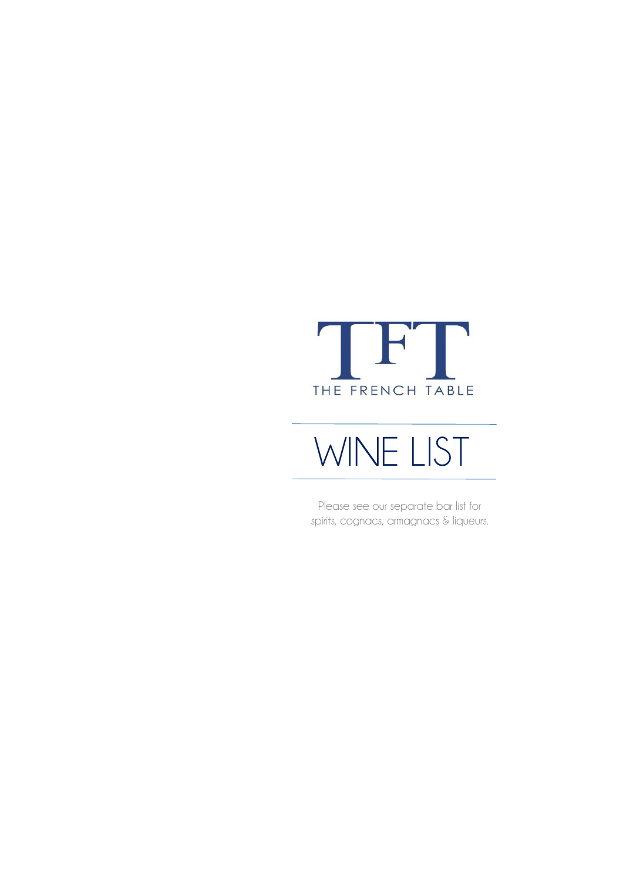TFT

THE FRENCH TABLE

# WINE LIST

Please see our separate bar list for spirits, cognacs, armagnacs & liqueurs.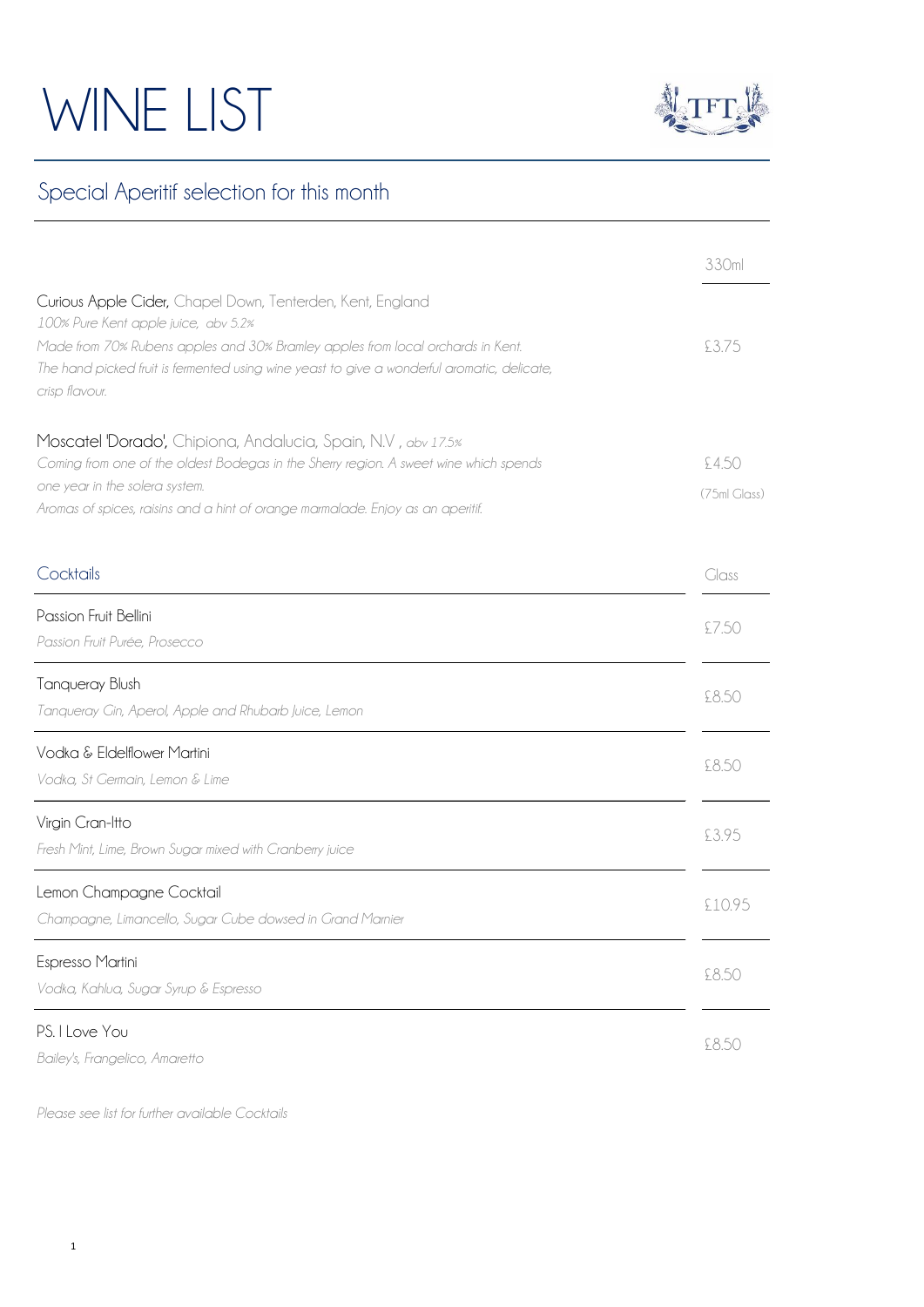# WINE LIST

## Special Aperitif selection for this month

| | 330ml |
|---|---|
| **Curious Apple Cider,** Chapel Down, Tenterden, Kent, England<br>*100% Pure Kent apple juice, abv 5.2%*<br>*Made from 70% Rubens apples and 30% Bramley apples from local orchards in Kent.*<br>*The hand picked fruit is fermented using wine yeast to give a wonderful aromatic, delicate, crisp flavour.* | £3.75 |
| **Moscatel 'Dorado',** Chipiona, Andalucia, Spain, N.V , *abv 17.5%*<br>*Coming from one of the oldest Bodegas in the Sherry region. A sweet wine which spends one year in the solera system.*<br>*Aromas of spices, raisins and a hint of orange marmalade. Enjoy as an aperitif.* | £4.50 (75ml Glass) |

## Cocktails

| Cocktails | Glass |
|---|---|
| Passion Fruit Bellini<br>*Passion Fruit Purée, Prosecco* | £7.50 |
| Tanqueray Blush<br>*Tanqueray Gin, Aperol, Apple and Rhubarb Juice, Lemon* | £8.50 |
| Vodka & Eldelflower Martini<br>*Vodka, St Germain, Lemon & Lime* | £8.50 |
| Virgin Cran-Itto<br>*Fresh Mint, Lime, Brown Sugar mixed with Cranberry juice* | £3.95 |
| Lemon Champagne Cocktail<br>*Champagne, Limoncello, Sugar Cube dowsed in Grand Marnier* | £10.95 |
| Espresso Martini<br>*Vodka, Kahlua, Sugar Syrup & Espresso* | £8.50 |
| PS. I Love You<br>*Bailey's, Frangelico, Amaretto* | £8.50 |

*Please see list for further available Cocktails*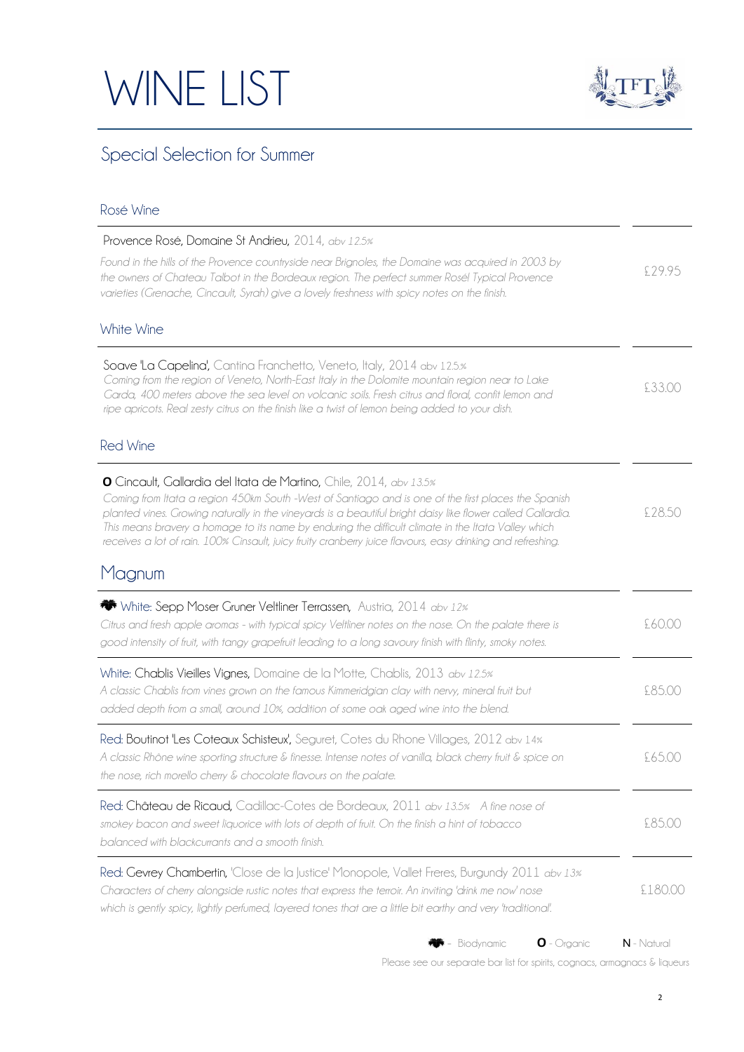# WINE LIST

## Special Selection for Summer

### Rosé Wine

**Provence Rosé, Domaine St Andrieu,** 2014, *abv 12.5%*
*Found in the hills of the Provence countryside near Brignoles, the Domaine was acquired in 2003 by the owners of Chateau Talbot in the Bordeaux region. The perfect summer Rosé! Typical Provence varieties (Grenache, Cincault, Syrah) give a lovely freshness with spicy notes on the finish.*
£29.95

### White Wine

**Soave 'La Capelina',** Cantina Franchetto, Veneto, Italy, 2014 abv 12.5%
*Coming from the region of Veneto, North-East Italy in the Dolomite mountain region near to Lake Garda, 400 meters above the sea level on volcanic soils. Fresh citrus and floral, confit lemon and ripe apricots. Real zesty citrus on the finish like a twist of lemon being added to your dish.*
£33.00

### Red Wine

**O Cincault, Gallardia del Itata de Martino,** Chile, 2014, *abv 13.5%*
*Coming from Itata a region 450km South -West of Santiago and is one of the first places the Spanish planted vines. Growing naturally in the vineyards is a beautiful bright daisy like flower called Gallardia. This means bravery a homage to its name by enduring the difficult climate in the Itata Valley which receives a lot of rain. 100% Cinsault, juicy fruity cranberry juice flavours, easy drinking and refreshing.*
£28.50

## Magnum

**White: Sepp Moser Gruner Veltliner Terrassen,** Austria, 2014 *abv 12%*
*Citrus and fresh apple aromas - with typical spicy Veltliner notes on the nose. On the palate there is good intensity of fruit, with tangy grapefruit leading to a long savoury finish with flinty, smoky notes.*
£60.00

**White: Chablis Vieilles Vignes,** Domaine de la Motte, Chablis, 2013 *abv 12.5%*
*A classic Chablis from vines grown on the famous Kimmeridgian clay with nervy, mineral fruit but added depth from a small, around 10%, addition of some oak aged wine into the blend.*
£85.00

**Red: Boutinot 'Les Coteaux Schisteux',** Seguret, Cotes du Rhone Villages, 2012 abv 14%
*A classic Rhône wine sporting structure & finesse. Intense notes of vanilla, black cherry fruit & spice on the nose, rich morello cherry & chocolate flavours on the palate.*
£65.00

**Red: Chàteau de Ricaud,** Cadillac-Cotes de Bordeaux, 2011 *abv 13.5% A fine nose of smokey bacon and sweet liquorice with lots of depth of fruit. On the finish a hint of tobacco balanced with blackcurrants and a smooth finish.*
£85.00

**Red: Gevrey Chambertin,** 'Close de la Justice' Monopole, Vallet Freres, Burgundy 2011 *abv 13%*
*Characters of cherry alongside rustic notes that express the terroir. An inviting 'drink me now' nose which is gently spicy, lightly perfumed, layered tones that are a little bit earthy and very 'traditional'.*
£180.00

Biodynamic &nbsp;&nbsp; **O** - Organic &nbsp;&nbsp; **N** - Natural

Please see our separate bar list for spirits, cognacs, armagnacs & liqueurs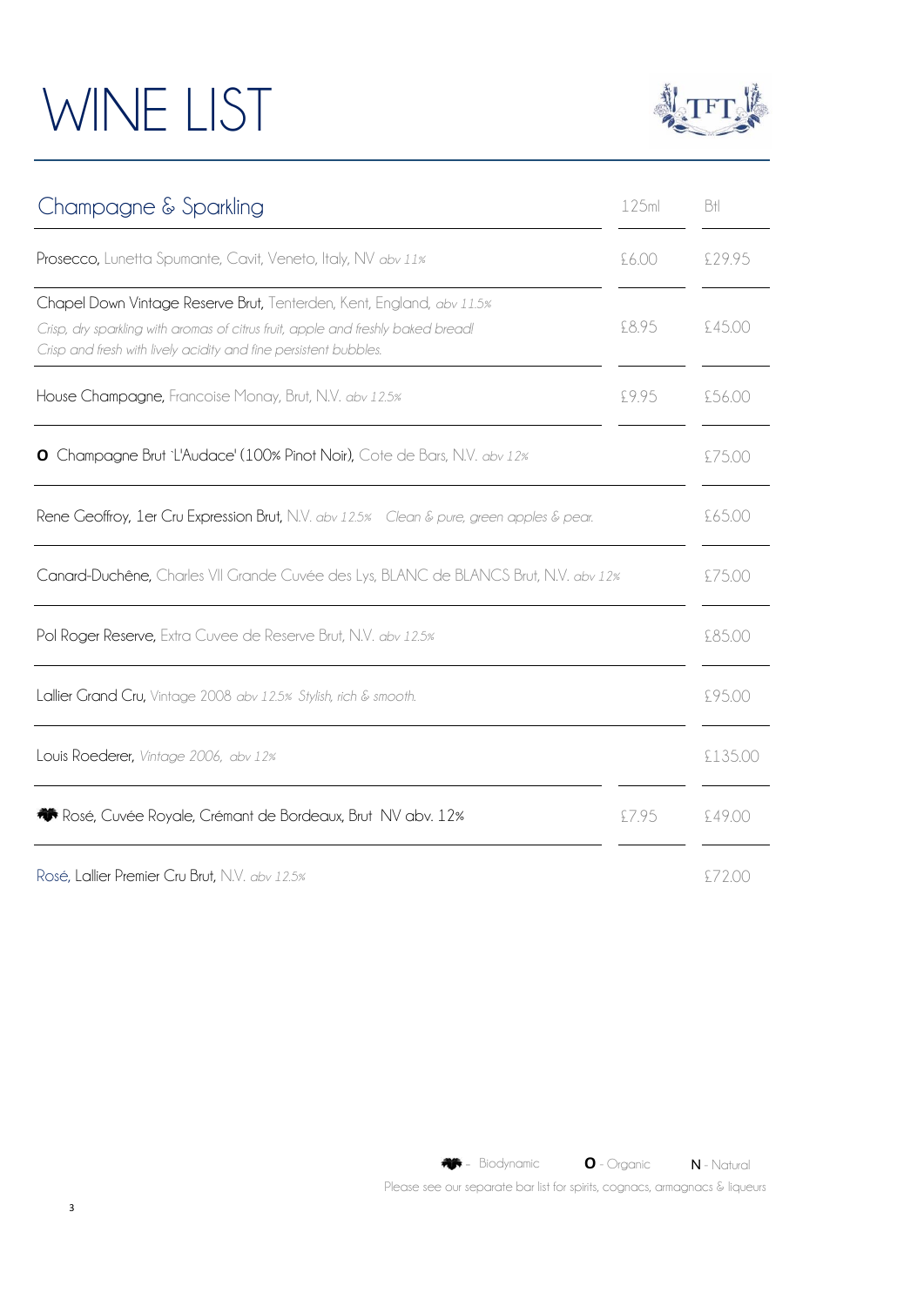# WINE LIST

| Champagne & Sparkling | 125ml | Btl |
|---|---|---|
| **Prosecco,** Lunetta Spumante, Cavit, Veneto, Italy, NV *abv 11%* | £6.00 | £29.95 |
| **Chapel Down Vintage Reserve Brut,** Tenterden, Kent, England, *abv 11.5%* *Crisp, dry sparkling with aromas of citrus fruit, apple and freshly baked bread! Crisp and fresh with lively acidity and fine persistent bubbles.* | £8.95 | £45.00 |
| **House Champagne,** Francoise Monay, Brut, N.V. *abv 12.5%* | £9.95 | £56.00 |
| **O** **Champagne Brut `L'Audace' (100% Pinot Noir),** Cote de Bars, N.V. *abv 12%* | | £75.00 |
| **Rene Geoffroy, 1er Cru Expression Brut,** N.V. *abv 12.5% Clean & pure, green apples & pear.* | | £65.00 |
| **Canard-Duchêne,** Charles VII Grande Cuvée des Lys, BLANC de BLANCS Brut, N.V. *abv 12%* | | £75.00 |
| **Pol Roger Reserve,** Extra Cuvee de Reserve Brut, N.V. *abv 12.5%* | | £85.00 |
| **Lallier Grand Cru,** Vintage 2008 *abv 12.5% Stylish, rich & smooth.* | | £95.00 |
| **Louis Roederer,** *Vintage 2006, abv 12%* | | £135.00 |
| **Rosé, Cuvée Royale, Crémant de Bordeaux, Brut NV abv. 12%** (Biodynamic) | £7.95 | £49.00 |
| Rosé, **Lallier Premier Cru Brut,** N.V. *abv 12.5%* | | £72.00 |

(Biodynamic) - Biodynamic **O** - Organic **N** - Natural

Please see our separate bar list for spirits, cognacs, armagnacs & liqueurs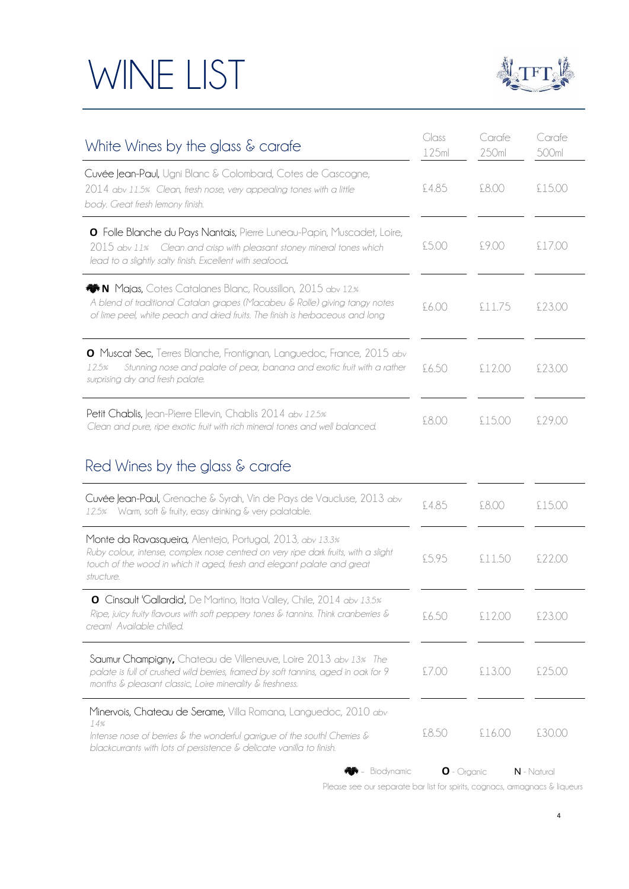# WINE LIST

TFT

## White Wines by the glass & carafe

| | Glass 125ml | Carafe 250ml | Carafe 500ml |
|---|---|---|---|
| **Cuvée Jean-Paul,** Ugni Blanc & Colombard, Cotes de Gascogne, 2014 *abv 11.5% Clean, fresh nose, very appealing tones with a little body. Great fresh lemony finish.* | £4.85 | £8.00 | £15.00 |
| **O** **Folle Blanche du Pays Nantais,** Pierre Luneau-Papin, Muscadet, Loire, 2015 *abv 11% Clean and crisp with pleasant stoney mineral tones which lead to a slightly salty finish. Excellent with seafood.* | £5.00 | £9.00 | £17.00 |
| **N** **Majas,** Cotes Catalanes Blanc, Roussillon, 2015 abv 12% *A blend of traditional Catalan grapes (Macabeu & Rolle) giving tangy notes of lime peel, white peach and dried fruits. The finish is herbaceous and long* | £6.00 | £11.75 | £23.00 |
| **O** **Muscat Sec,** Terres Blanche, Frontignan, Languedoc, France, 2015 *abv 12.5% Stunning nose and palate of pear, banana and exotic fruit with a rather surprising dry and fresh palate.* | £6.50 | £12.00 | £23.00 |
| **Petit Chablis,** Jean-Pierre Ellevin, Chablis 2014 *abv 12.5% Clean and pure, ripe exotic fruit with rich mineral tones and well balanced.* | £8.00 | £15.00 | £29.00 |

## Red Wines by the glass & carafe

| | Glass 125ml | Carafe 250ml | Carafe 500ml |
|---|---|---|---|
| **Cuvée Jean-Paul,** Grenache & Syrah, Vin de Pays de Vaucluse, 2013 *abv 12.5%* Warm, soft & fruity, easy drinking & very palatable. | £4.85 | £8.00 | £15.00 |
| **Monte da Ravasqueira,** Alentejo, Portugal, 2013, *abv 13.3% Ruby colour, intense, complex nose centred on very ripe dark fruits, with a slight touch of the wood in which it aged, fresh and elegant palate and great structure.* | £5.95 | £11.50 | £22.00 |
| **O** **Cinsault 'Gallardia',** De Martino, Itata Valley, Chile, 2014 *abv 13.5% Ripe, juicy fruity flavours with soft peppery tones & tannins. Think cranberries & cream! Available chilled.* | £6.50 | £12.00 | £23.00 |
| **Saumur Champigny,** Chateau de Villeneuve, Loire 2013 *abv 13% The palate is full of crushed wild berries, framed by soft tannins, aged in oak for 9 months & pleasant classic, Loire minerality & freshness.* | £7.00 | £13.00 | £25.00 |
| **Minervois, Chateau de Serame,** Villa Romana, Languedoc, 2010 *abv 14% Intense nose of berries & the wonderful garrigue of the south! Cherries & blackcurrants with lots of persistence & delicate vanilla to finish.* | £8.50 | £16.00 | £30.00 |

– Biodynamic **O** - Organic **N** - Natural

Please see our separate bar list for spirits, cognacs, armagnacs & liqueurs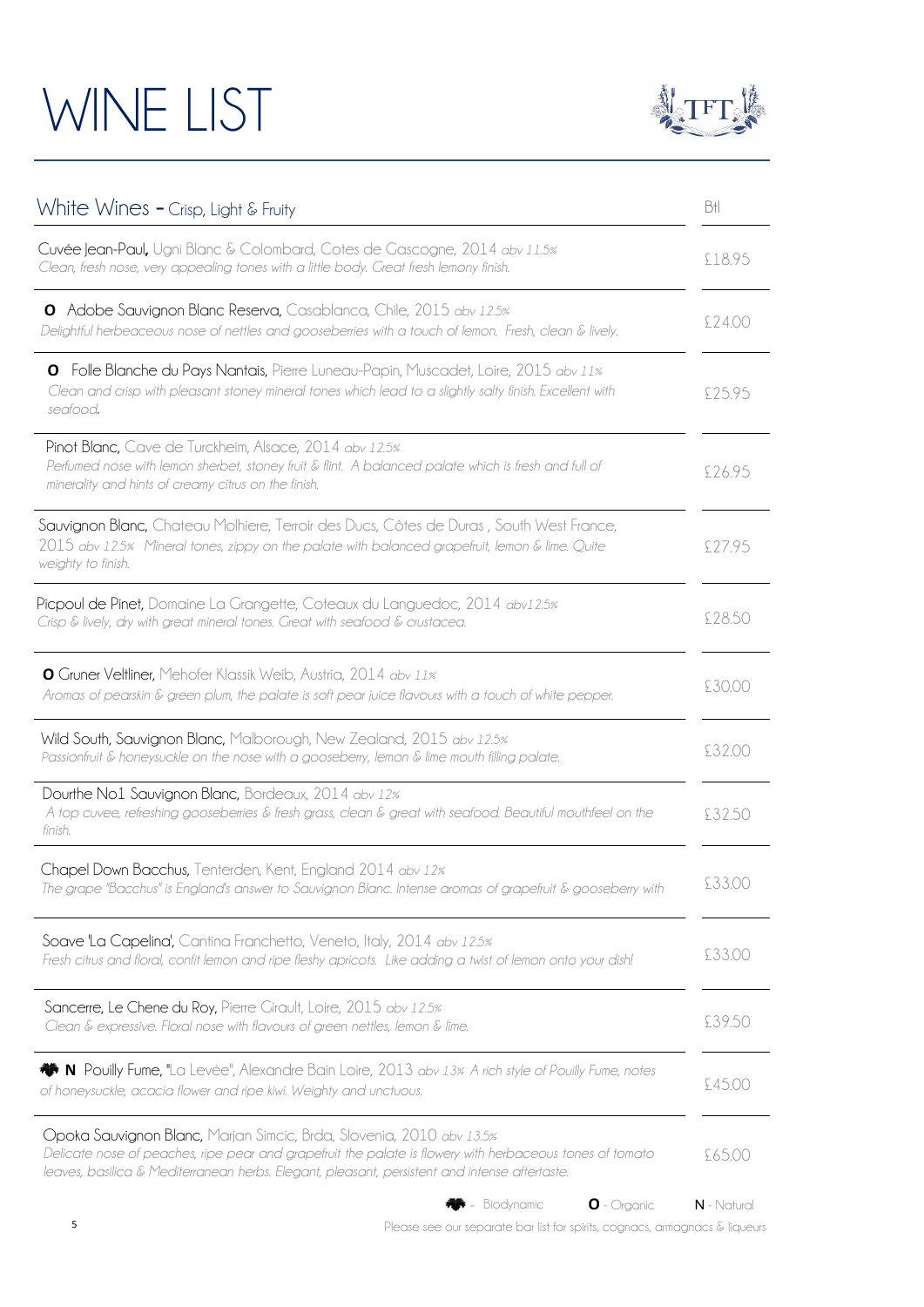# WINE LIST

## White Wines - Crisp, Light & Fruity

| | Btl |
|---|---|
| **Cuvée Jean-Paul,** Ugni Blanc & Colombard, Cotes de Gascogne, 2014 *abv 11.5%*<br>*Clean, fresh nose, very appealing tones with a little body. Great fresh lemony finish.* | £18.95 |
| **O** **Adobe Sauvignon Blanc Reserva,** Casablanca, Chile, 2015 *abv 12.5%*<br>*Delightful herbeaceous nose of nettles and gooseberries with a touch of lemon. Fresh, clean & lively.* | £24.00 |
| **O** **Folle Blanche du Pays Nantais,** Pierre Luneau-Papin, Muscadet, Loire, 2015 *abv 11%*<br>*Clean and crisp with pleasant stoney mineral tones which lead to a slightly salty finish. Excellent with seafood.* | £25.95 |
| **Pinot Blanc,** Cave de Turckheim, Alsace, 2014 *abv 12.5%*<br>*Perfumed nose with lemon sherbet, stoney fruit & flint. A balanced palate which is fresh and full of minerality and hints of creamy citrus on the finish.* | £26.95 |
| **Sauvignon Blanc,** Chateau Molhiere, Terroir des Ducs, Côtes de Duras , South West France, 2015 *abv 12.5% Mineral tones, zippy on the palate with balanced grapefruit, lemon & lime. Quite weighty to finish.* | £27.95 |
| **Picpoul de Pinet,** Domaine La Grangette, Coteaux du Languedoc, 2014 *abv12.5%*<br>*Crisp & lively, dry with great mineral tones. Great with seafood & crustacea.* | £28.50 |
| **O** **Gruner Veltliner,** Mehofer Klassik Weib, Austria, 2014 *abv 11%*<br>*Aromas of pearskin & green plum, the palate is soft pear juice flavours with a touch of white pepper.* | £30.00 |
| **Wild South, Sauvignon Blanc,** Malborough, New Zealand, 2015 *abv 12.5%*<br>*Passionfruit & honeysuckle on the nose with a gooseberry, lemon & lime mouth filling palate.* | £32.00 |
| **Dourthe No1 Sauvignon Blanc,** Bordeaux, 2014 *abv 12%*<br>*A top cuvee, refreshing gooseberries & fresh grass, clean & great with seafood. Beautiful mouthfeel on the finish.* | £32.50 |
| **Chapel Down Bacchus,** Tenterden, Kent, England 2014 *abv 12%*<br>*The grape "Bacchus" is England's answer to Sauvignon Blanc. Intense aromas of grapefruit & gooseberry with* | £33.00 |
| **Soave 'La Capelina',** Cantina Franchetto, Veneto, Italy, 2014 *abv 12.5%*<br>*Fresh citrus and floral, confit lemon and ripe fleshy apricots. Like adding a twist of lemon onto your dish!* | £33.00 |
| **Sancerre, Le Chene du Roy,** Pierre Girault, Loire, 2015 *abv 12.5%*<br>*Clean & expressive. Floral nose with flavours of green nettles, lemon & lime.* | £39.50 |
| **N** **Pouilly Fume,** "La Levée", Alexandre Bain Loire, 2013 *abv 13% A rich style of Pouilly Fume, notes of honeysuckle, acacia flower and ripe kiwi. Weighty and unctuous.* | £45.00 |
| **Opoka Sauvignon Blanc,** Marjan Simcic, Brda, Slovenia, 2010 *abv 13.5%*<br>*Delicate nose of peaches, ripe pear and grapefruit the palate is flowery with herbaceous tones of tomato leaves, basilica & Mediterranean herbs. Elegant, pleasant, persistent and intense aftertaste.* | £65.00 |

- Biodynamic **O** - Organic **N** - Natural

Please see our separate bar list for spirits, cognacs, armagnacs & liqueurs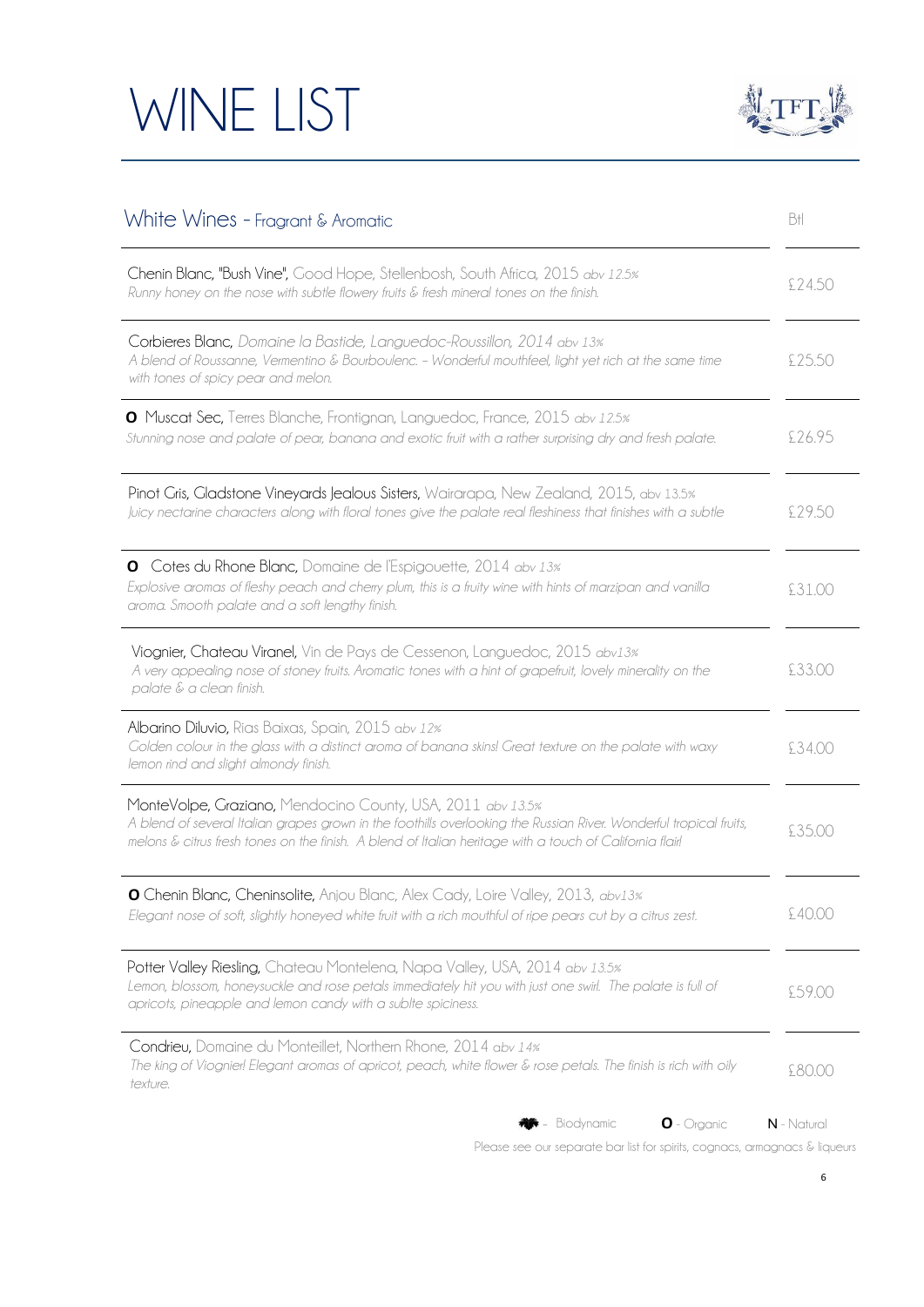# WINE LIST

## White Wines - Fragrant & Aromatic

| Wine | Btl |
|---|---|
| **Chenin Blanc, "Bush Vine",** Good Hope, Stellenbosh, South Africa, 2015 *abv 12.5%*<br>*Runny honey on the nose with subtle flowery fruits & fresh mineral tones on the finish.* | £24.50 |
| **Corbieres Blanc,** *Domaine la Bastide, Languedoc-Roussillon, 2014 abv 13%*<br>*A blend of Roussanne, Vermentino & Bourboulenc. - Wonderful mouthfeel, light yet rich at the same time with tones of spicy pear and melon.* | £25.50 |
| **O Muscat Sec,** Terres Blanche, Frontignan, Languedoc, France, 2015 *abv 12.5%*<br>*Stunning nose and palate of pear, banana and exotic fruit with a rather surprising dry and fresh palate.* | £26.95 |
| **Pinot Gris, Gladstone Vineyards Jealous Sisters,** Wairarapa, New Zealand, 2015, abv 13.5%<br>*Juicy nectarine characters along with floral tones give the palate real fleshiness that finishes with a subtle* | £29.50 |
| **O Cotes du Rhone Blanc,** Domaine de l'Espigouette, 2014 *abv 13%*<br>*Explosive aromas of fleshy peach and cherry plum, this is a fruity wine with hints of marzipan and vanilla aroma. Smooth palate and a soft lengthy finish.* | £31.00 |
| **Viognier, Chateau Viranel,** Vin de Pays de Cessenon, Languedoc, 2015 *abv13%*<br>*A very appealing nose of stoney fruits. Aromatic tones with a hint of grapefruit, lovely minerality on the palate & a clean finish.* | £33.00 |
| **Albarino Diluvio,** Rias Baixas, Spain, 2015 *abv 12%*<br>*Golden colour in the glass with a distinct aroma of banana skins! Great texture on the palate with waxy lemon rind and slight almondy finish.* | £34.00 |
| **MonteVolpe, Graziano,** Mendocino County, USA, 2011 *abv 13.5%*<br>*A blend of several Italian grapes grown in the foothills overlooking the Russian River. Wonderful tropical fruits, melons & citrus fresh tones on the finish. A blend of Italian heritage with a touch of California flair!* | £35.00 |
| **O Chenin Blanc, Cheninsolite,** Anjou Blanc, Alex Cady, Loire Valley, 2013, *abv13%*<br>*Elegant nose of soft, slightly honeyed white fruit with a rich mouthful of ripe pears cut by a citrus zest.* | £40.00 |
| **Potter Valley Riesling,** Chateau Montelena, Napa Valley, USA, 2014 *abv 13.5%*<br>*Lemon, blossom, honeysuckle and rose petals immediately hit you with just one swirl. The palate is full of apricots, pineapple and lemon candy with a sublte spiciness.* | £59.00 |
| **Condrieu,** Domaine du Monteillet, Northern Rhone, 2014 *abv 14%*<br>*The king of Viognier! Elegant aromas of apricot, peach, white flower & rose petals. The finish is rich with oily texture.* | £80.00 |

Biodynamic   **O** - Organic   **N** - Natural

Please see our separate bar list for spirits, cognacs, armagnacs & liqueurs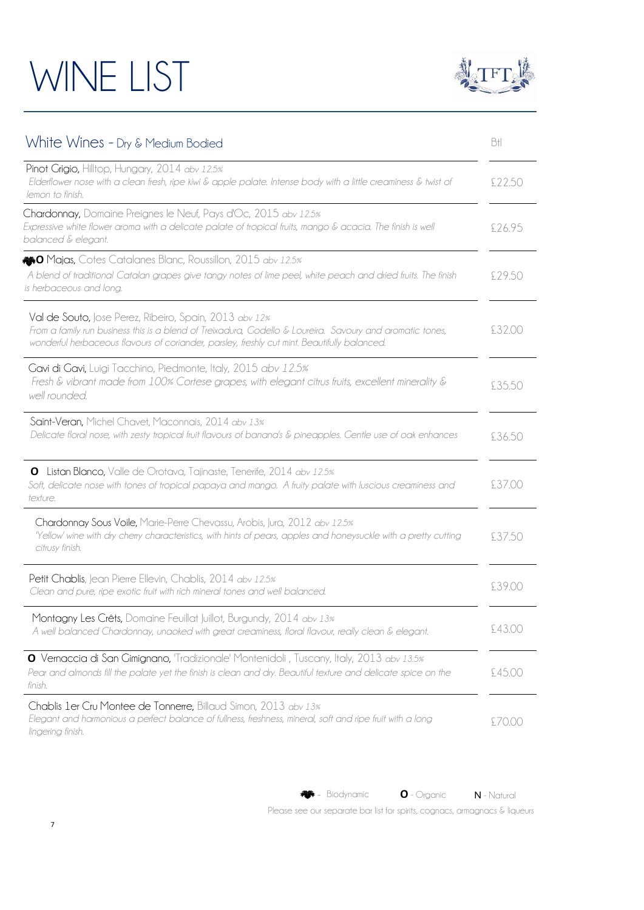# WINE LIST

## White Wines - Dry & Medium Bodied

| | Btl |
|---|---|
| **Pinot Grigio,** Hilltop, Hungary, 2014 *abv 12.5%*<br>*Elderflower nose with a clean fresh, ripe kiwi & apple palate. Intense body with a little creaminess & twist of lemon to finish.* | £22.50 |
| **Chardonnay,** Domaine Preignes le Neuf, Pays d'Oc, 2015 *abv 12.5%*<br>*Expressive white flower aroma with a delicate palate of tropical fruits, mango & acacia. The finish is well balanced & elegant.* | £26.95 |
| 🍇**O** **Majas,** Cotes Catalanes Blanc, Roussillon, 2015 *abv 12.5%*<br>*A blend of traditional Catalan grapes give tangy notes of lime peel, white peach and dried fruits. The finish is herbaceous and long.* | £29.50 |
| **Val de Souto,** Jose Perez, Ribeiro, Spain, 2013 *abv 12%*<br>*From a family run business this is a blend of Treixadura, Godello & Loureira. Savoury and aromatic tones, wonderful herbaceous flavours of coriander, parsley, freshly cut mint. Beautifully balanced.* | £32.00 |
| **Gavi di Gavi,** Luigi Tacchino, Piedmonte, Italy, 2015 *abv 12.5%*<br>*Fresh & vibrant made from 100% Cortese grapes, with elegant citrus fruits, excellent minerality & well rounded.* | £35.50 |
| **Saint-Veran,** Michel Chavet, Maconnais, 2014 *abv 13%*<br>*Delicate floral nose, with zesty tropical fruit flavours of banana's & pineapples. Gentle use of oak enhances* | £36.50 |
| **O** **Listan Blanco,** Valle de Orotava, Tajinaste, Tenerife, 2014 *abv 12.5%*<br>*Soft, delicate nose with tones of tropical papaya and mango. A fruity palate with luscious creaminess and texture.* | £37.00 |
| **Chardonnay Sous Voile,** Marie-Perre Chevassu, Arobis, Jura, 2012 *abv 12.5%*<br>*'Yellow' wine with dry cherry characteristics, with hints of pears, apples and honeysuckle with a pretty cutting citrusy finish.* | £37.50 |
| **Petit Chablis,** Jean Pierre Ellevin, Chablis, 2014 *abv 12.5%*<br>*Clean and pure, ripe exotic fruit with rich mineral tones and well balanced.* | £39.00 |
| **Montagny Les Crêts,** Domaine Feuillat Juillot, Burgundy, 2014 *abv 13%*<br>*A well balanced Chardonnay, unaoked with great creaminess, floral flavour, really clean & elegant.* | £43.00 |
| **O** **Vernaccia di San Gimignano,** 'Tradizionale' Montenidoli , Tuscany, Italy, 2013 *abv 13.5%*<br>*Pear and almonds fill the palate yet the finish is clean and dry. Beautiful texture and delicate spice on the finish.* | £45.00 |
| **Chablis 1er Cru Montee de Tonnerre,** Billaud Simon, 2013 *abv 13%*<br>*Elegant and harmonious a perfect balance of fullness, freshness, mineral, soft and ripe fruit with a long lingering finish.* | £70.00 |

🍇 - Biodynamic **O** - Organic **N** - Natural

Please see our separate bar list for spirits, cognacs, armagnacs & liqueurs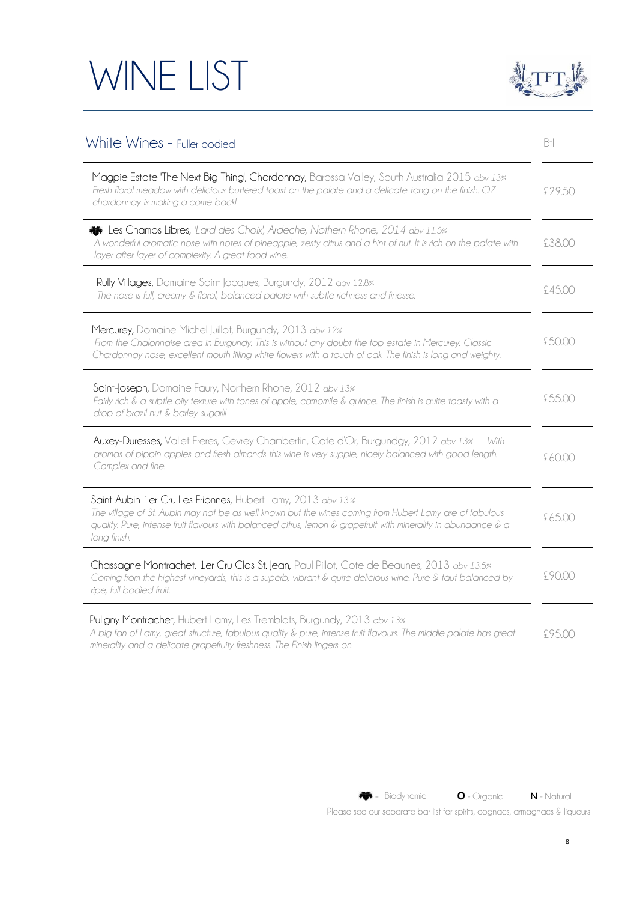# WINE LIST

## White Wines - Fuller bodied

| Wine | Btl |
|---|---|
| 🌿 marker aside — **Magpie Estate 'The Next Big Thing', Chardonnay,** Barossa Valley, South Australia 2015 *abv 13%* *Fresh floral meadow with delicious buttered toast on the palate and a delicate tang on the finish. OZ chardonnay is making a come back!* | £29.50 |
| (Biodynamic) **Les Champs Libres,** *'Lard des Choix',* Ardeche, Nothern Rhone, 2014 *abv 11.5%* *A wonderful aromatic nose with notes of pineapple, zesty citrus and a hint of nut. It is rich on the palate with layer after layer of complexity. A great food wine.* | £38.00 |
| **Rully Villages,** Domaine Saint Jacques, Burgundy, 2012 abv 12.8% *The nose is full, creamy & floral, balanced palate with subtle richness and finesse.* | £45.00 |
| **Mercurey,** Domaine Michel Juillot, Burgundy, 2013 *abv 12%* *From the Chalonnaise area in Burgundy. This is without any doubt the top estate in Mercurey. Classic Chardonnay nose, excellent mouth filling white flowers with a touch of oak. The finish is long and weighty.* | £50.00 |
| **Saint-Joseph,** Domaine Faury, Northern Rhone, 2012 *abv 13%* *Fairly rich & a subtle oily texture with tones of apple, camomile & quince. The finish is quite toasty with a drop of brazil nut & barley sugar!!!* | £55.00 |
| **Auxey-Duresses,** Vallet Freres, Gevrey Chambertin, Cote d'Or, Burgundgy, 2012 *abv 13% With aromas of pippin apples and fresh almonds this wine is very supple, nicely balanced with good length. Complex and fine.* | £60.00 |
| **Saint Aubin 1er Cru Les Frionnes,** Hubert Lamy, 2013 *abv 13.%* *The village of St. Aubin may not be as well known but the wines coming from Hubert Lamy are of fabulous quality. Pure, intense fruit flavours with balanced citrus, lemon & grapefruit with minerality in abundance & a long finish.* | £65.00 |
| **Chassagne Montrachet, 1er Cru Clos St. Jean,** Paul Pillot, Cote de Beaunes, 2013 *abv 13.5%* *Coming from the highest vineyards, this is a superb, vibrant & quite delicious wine. Pure & taut balanced by ripe, full bodied fruit.* | £90.00 |
| **Puligny Montrachet,** Hubert Lamy, Les Tremblots, Burgundy, 2013 *abv 13%* *A big fan of Lamy, great structure, fabulous quality & pure, intense fruit flavours. The middle palate has great minerality and a delicate grapefruity freshness. The Finish lingers on.* | £95.00 |

(Biodynamic symbol) - Biodynamic **O** - Organic **N** - Natural

Please see our separate bar list for spirits, cognacs, armagnacs & liqueurs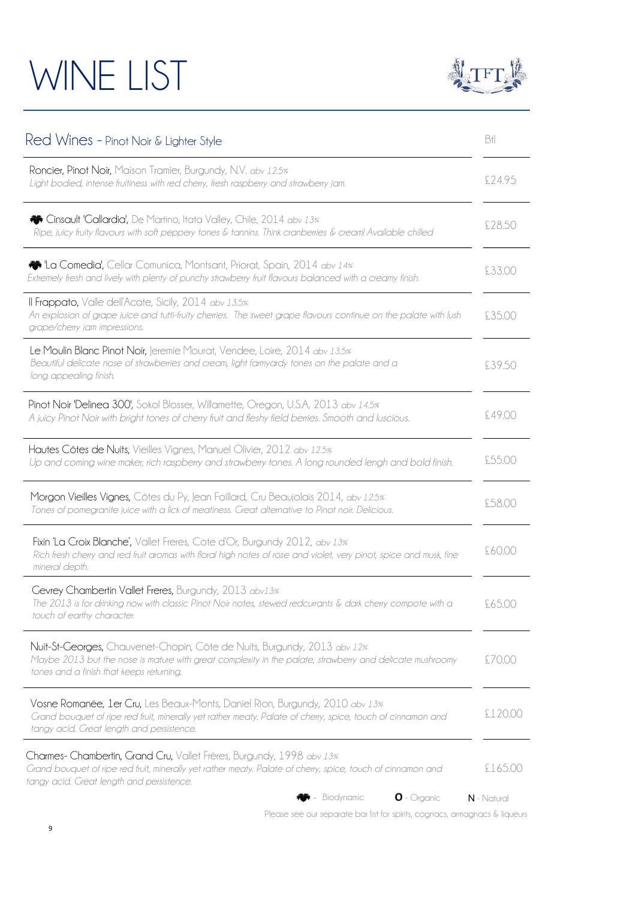# WINE LIST

## Red Wines - Pinot Noir & Lighter Style

| Wine | Btl |
|---|---|
| **Roncier, Pinot Noir,** Maison Tramier, Burgundy, N.V. *abv 12.5%*<br>*Light bodied, intense fruitiness with red cherry, fresh raspberry and strawberry jam.* | £24.95 |
| 🍇 **Cinsault 'Gallardia',** De Martino, Itata Valley, Chile, 2014 *abv 13%*<br>*Ripe, juicy fruity flavours with soft peppery tones & tannins. Think cranberries & cream! Available chilled* | £28.50 |
| 🍇 **'La Comedia',** Cellar Comunica, Montsant, Priorat, Spain, 2014 *abv 14%*<br>*Extremely fresh and lively with plenty of punchy strawberry fruit flavours balanced with a creamy finish.* | £33.00 |
| **Il Frappato,** Valle dell'Acate, Sicily, 2014 *abv 13.5%*<br>*An explosion of grape juice and tutti-fruity cherries. The sweet grape flavours continue on the palate with lush grape/cherry jam impressions.* | £35.00 |
| **Le Moulin Blanc Pinot Noir,** Jeremie Mourat, Vendee, Loire, 2014 *abv 13.5%*<br>*Beautiful delicate nose of strawberries and cream, light farmyardy tones on the palate and a long appealing finish.* | £39.50 |
| **Pinot Noir 'Delinea 300',** Sokol Blosser, Willamette, Oregon, U.S.A, 2013 *abv 14.5%*<br>*A juicy Pinot Noir with bright tones of cherry fruit and fleshy field berries. Smooth and luscious.* | £49.00 |
| **Hautes Côtes de Nuits,** Vieilles Vignes, Manuel Olivier, 2012 *abv 12.5%*<br>*Up and coming wine maker, rich raspberry and strawberry tones. A long rounded lengh and bold finish.* | £55.00 |
| **Morgon Vieilles Vignes,** Côtes du Py, Jean Foillard, Cru Beaujolais 2014, *abv 12.5%*<br>*Tones of pomegranite juice with a lick of meatiness. Great alternative to Pinot noir. Delicious.* | £58.00 |
| **Fixin 'La Croix Blanche',** Vallet Freres, Cote d'Or, Burgundy 2012, *abv 13%*<br>*Rich fresh cherry and red fruit aromas with floral high notes of rose and violet, very pinot, spice and musk, fine mineral depth.* | £60.00 |
| **Gevrey Chambertin Vallet Freres,** Burgundy, 2013 *abv13%*<br>*The 2013 is for drinking now with classic Pinot Noir notes, stewed redcurrants & dark cherry compote with a touch of earthy character.* | £65.00 |
| **Nuit-St-Georges,** Chauvenet-Chopin, Côte de Nuits, Burgundy, 2013 *abv 12%*<br>*Maybe 2013 but the nose is mature with great complexity in the palate, strawberry and delicate mushroomy tones and a finish that keeps returning.* | £70.00 |
| **Vosne Romanée, 1er Cru,** Les Beaux-Monts, Daniel Rion, Burgundy, 2010 *abv 13%*<br>*Grand bouquet of ripe red fruit, minerally yet rather meaty. Palate of cherry, spice, touch of cinnamon and tangy acid. Great length and persistence.* | £120.00 |
| **Charmes- Chambertin, Grand Cru,** Vallet Frères, Burgundy, 1998 *abv 13%*<br>*Grand bouquet of ripe red fruit, minerally yet rather meaty. Palate of cherry, spice, touch of cinnamon and tangy acid. Great length and persistence.* | £165.00 |

🍇 - Biodynamic  **O** - Organic  **N** - Natural

Please see our separate bar list for spirits, cognacs, armagnacs & liqueurs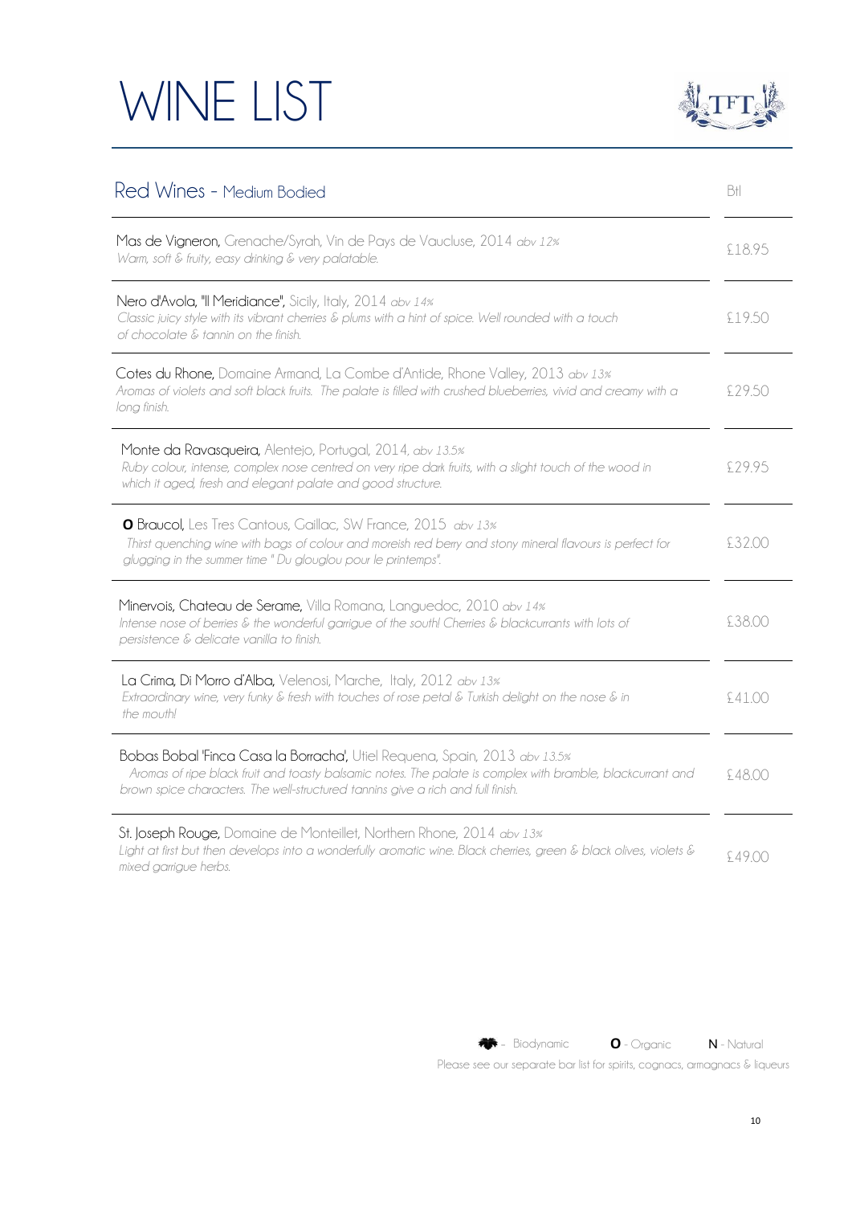# WINE LIST

## Red Wines - Medium Bodied

| | Btl |
|---|---|
| **Mas de Vigneron,** Grenache/Syrah, Vin de Pays de Vaucluse, 2014 *abv 12%*<br>*Warm, soft & fruity, easy drinking & very palatable.* | £18.95 |
| **Nero d'Avola, "Il Meridiance",** Sicily, Italy, 2014 *abv 14%*<br>*Classic juicy style with its vibrant cherries & plums with a hint of spice. Well rounded with a touch of chocolate & tannin on the finish.* | £19.50 |
| **Cotes du Rhone,** Domaine Armand, La Combe d'Antide, Rhone Valley, 2013 *abv 13%*<br>*Aromas of violets and soft black fruits. The palate is filled with crushed blueberries, vivid and creamy with a long finish.* | £29.50 |
| **Monte da Ravasqueira,** Alentejo, Portugal, 2014, *abv 13.5%*<br>*Ruby colour, intense, complex nose centred on very ripe dark fruits, with a slight touch of the wood in which it aged, fresh and elegant palate and good structure.* | £29.95 |
| **O Braucol,** Les Tres Cantous, Gaillac, SW France, 2015 *abv 13%*<br>*Thirst quenching wine with bags of colour and moreish red berry and stony mineral flavours is perfect for glugging in the summer time " Du glouglou pour le printemps".* | £32.00 |
| **Minervois, Chateau de Serame,** Villa Romana, Languedoc, 2010 *abv 14%*<br>*Intense nose of berries & the wonderful garrigue of the south! Cherries & blackcurrants with lots of persistence & delicate vanilla to finish.* | £38.00 |
| **La Crima, Di Morro d'Alba,** Velenosi, Marche, Italy, 2012 *abv 13%*<br>*Extraordinary wine, very funky & fresh with touches of rose petal & Turkish delight on the nose & in the mouth!* | £41.00 |
| **Bobas Bobal 'Finca Casa la Borracha',** Utiel Requena, Spain, 2013 *abv 13.5%*<br>*Aromas of ripe black fruit and toasty balsamic notes. The palate is complex with bramble, blackcurrant and brown spice characters. The well-structured tannins give a rich and full finish.* | £48.00 |
| **St. Joseph Rouge,** Domaine de Monteillet, Northern Rhone, 2014 *abv 13%*<br>*Light at first but then develops into a wonderfully aromatic wine. Black cherries, green & black olives, violets & mixed garrigue herbs.* | £49.00 |

Biodynamic **O** - Organic **N** - Natural

Please see our separate bar list for spirits, cognacs, armagnacs & liqueurs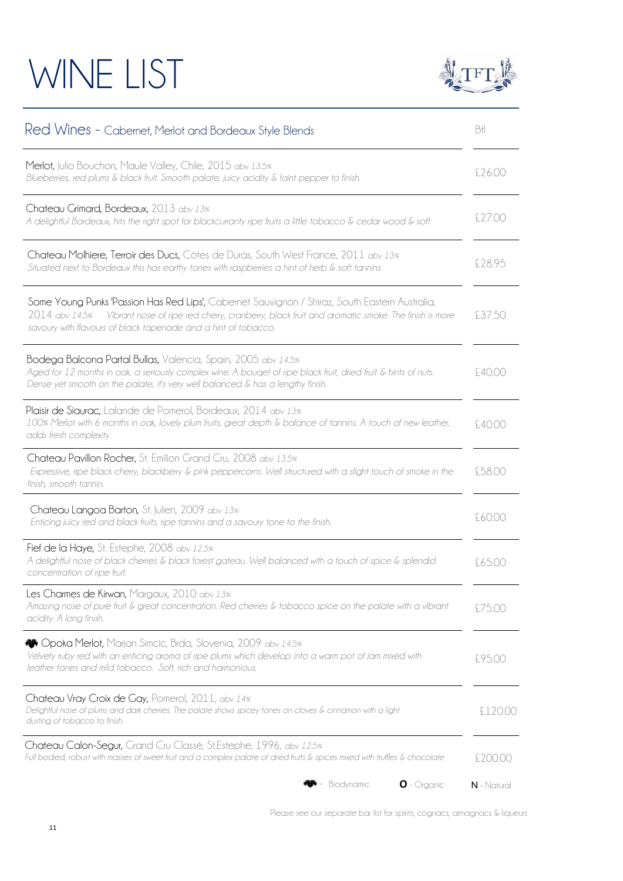# WINE LIST

## Red Wines - Cabernet, Merlot and Bordeaux Style Blends

| | Btl |
|---|---|
| **Merlot,** Julio Bouchon, Maule Valley, Chile, 2015 *abv 13.5%*<br>*Blueberries, red plums & black fruit. Smooth palate, juicy acidity & faint pepper to finish.* | £26.00 |
| **Chateau Grimard,** Bordeaux, 2013 *abv 13%*<br>*A delightful Bordeaux, hits the right spot for blackcurranty ripe fruits a little tobacco & cedar wood & soft* | £27.00 |
| **Chateau Molhiere, Terroir des Ducs,** Côtes de Duras, South West France, 2011 *abv 13%*<br>*Situated next to Bordeaux this has earthy tones with raspberries a hint of herb & soft tannins.* | £28.95 |
| **Some Young Punks 'Passion Has Red Lips',** Cabernet Sauvignon / Shiraz, South Eastern Australia, 2014 *abv 14.5%* *Vibrant nose of ripe red cherry, cranberry, black fruit and aromatic smoke. The finish is more savoury with flavours of black tapenade and a hint of tobacco.* | £37.50 |
| **Bodega Balcona Partal Bullas,** Valencia, Spain, 2005 *abv 14.5%*<br>*Aged for 12 months in oak, a seriously complex wine. A bouqet of ripe black fruit, dried fruit & hints of nuts. Dense yet smooth on the palate, it's very well balanced & has a lengthy finish.* | £40.00 |
| **Plaisir de Siaurac,** Lalande de Pomerol, Bordeaux, 2014 *abv 13%*<br>*100% Merlot with 6 months in oak, lovely plum fruits, great depth & balance of tannins. A touch of new leather, adds fresh complexity.* | £40.00 |
| **Chateau Pavillon Rocher,** St. Emilion Grand Cru, 2008 *abv 13.5%*<br>*Expressive, ripe black cherry, blackberry & pink peppercorns. Well structured with a slight touch of smoke in the finish, smooth tannin.* | £58.00 |
| **Chateau Langoa Barton,** St. Julien, 2009 *abv 13%*<br>*Enticing juicy red and black fruits, ripe tannins and a savoury tone to the finish.* | £60.00 |
| **Fief de la Haye,** St. Estephe, 2008 *abv 12.5%*<br>*A delightful nose of black cherries & black forest gateau. Well balanced with a touch of spice & splendid concentration of ripe fruit.* | £65.00 |
| **Les Charmes de Kirwan,** Margaux, 2010 *abv 13%*<br>*Amazing nose of pure fruit & great concentration. Red cherries & tobacco spice on the palate with a vibrant acidity. A long finish.* | £75.00 |
| (Biodynamic) **Opoka Merlot,** Marjan Simcic, Brda, Slovenia, 2009 *abv 14.5%*<br>*Velvety ruby red with an enticing aroma of ripe plums which develop into a warm pot of jam mixed with leather tones and mild tobacco. Soft, rich and harmonious.* | £95.00 |
| **Chateau Vray Croix de Gay,** Pomerol, 2011, *abv 14%*<br>*Delightful nose of plums and dark cherries. The palate shows spicey tones on cloves & cinnamon with a light dusting of tobacco to finish.* | £120.00 |
| **Chateau Calon-Segur,** Grand Cru Classé, St.Estephe, 1996, *abv 12.5%*<br>*Full bodied, robust with masses of sweet fruit and a complex palate of dried fruits & spices mixed with truffles & chocolate* | £200.00 |

(Biodynamic symbol) - Biodynamic  **O** - Organic  **N** - Natural

Please see our separate bar list for spirits, cognacs, armagnacs & liqueurs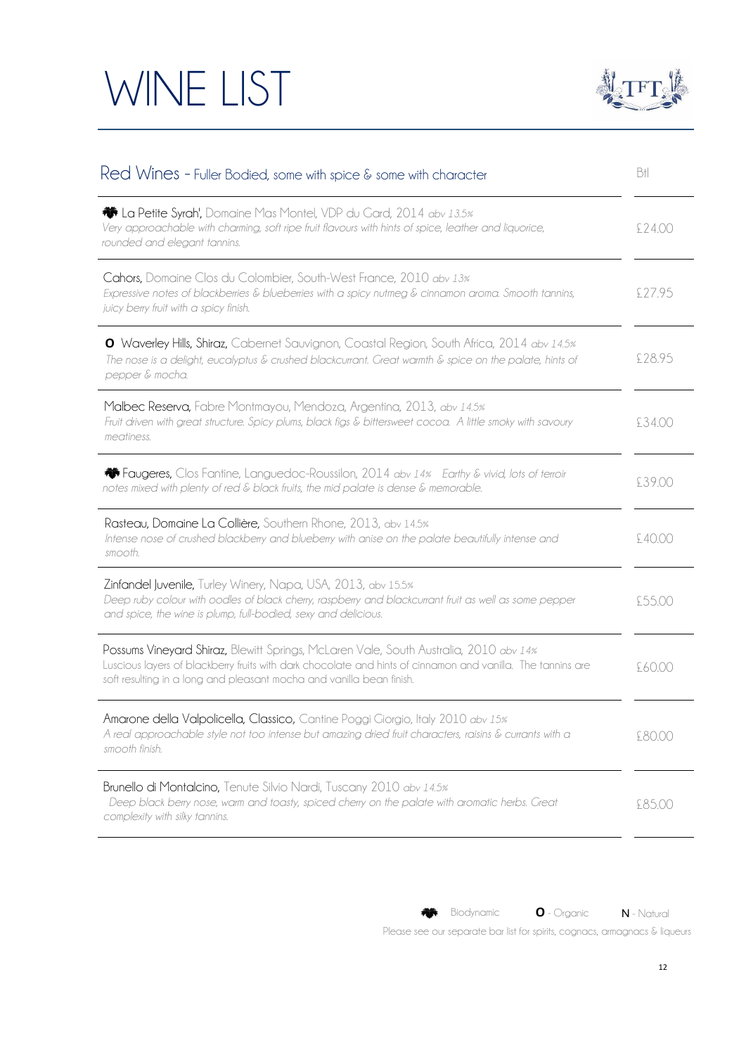# WINE LIST

## Red Wines - Fuller Bodied, some with spice & some with character

| Wine | Btl |
|---|---|
| 🍇 **La Petite Syrah',** Domaine Mas Montel, VDP du Gard, 2014 *abv 13.5%*<br>*Very approachable with charming, soft ripe fruit flavours with hints of spice, leather and liquorice, rounded and elegant tannins.* | £24.00 |
| **Cahors,** Domaine Clos du Colombier, South-West France, 2010 *abv 13%*<br>*Expressive notes of blackberries & blueberries with a spicy nutmeg & cinnamon aroma. Smooth tannins, juicy berry fruit with a spicy finish.* | £27.95 |
| **O** **Waverley Hills, Shiraz,** Cabernet Sauvignon, Coastal Region, South Africa, 2014 *abv 14.5%*<br>*The nose is a delight, eucalyptus & crushed blackcurrant. Great warmth & spice on the palate, hints of pepper & mocha.* | £28.95 |
| **Malbec Reserva,** Fabre Montmayou, Mendoza, Argentina, 2013, *abv 14.5%*<br>*Fruit driven with great structure. Spicy plums, black figs & bittersweet cocoa. A little smoky with savoury meatiness.* | £34.00 |
| 🍇 **Faugeres,** Clos Fantine, Languedoc-Roussilon, 2014 *abv 14%* *Earthy & vivid, lots of terroir notes mixed with plenty of red & black fruits, the mid palate is dense & memorable.* | £39.00 |
| **Rasteau, Domaine La Collière,** Southern Rhone, 2013, abv 14.5%<br>*Intense nose of crushed blackberry and blueberry with anise on the palate beautifully intense and smooth.* | £40.00 |
| **Zinfandel Juvenile,** Turley Winery, Napa, USA, 2013, abv 15.5%<br>*Deep ruby colour with oodles of black cherry, raspberry and blackcurrant fruit as well as some pepper and spice, the wine is plump, full-bodied, sexy and delicious.* | £55.00 |
| **Possums Vineyard Shiraz,** Blewitt Springs, McLaren Vale, South Australia, 2010 *abv 14%*<br>Luscious layers of blackberry fruits with dark chocolate and hints of cinnamon and vanilla. The tannins are soft resulting in a long and pleasant mocha and vanilla bean finish. | £60.00 |
| **Amarone della Valpolicella, Classico,** Cantine Poggi Giorgio, Italy 2010 *abv 15%*<br>*A real approachable style not too intense but amazing dried fruit characters, raisins & currants with a smooth finish.* | £80.00 |
| **Brunello di Montalcino,** Tenute Silvio Nardi, Tuscany 2010 *abv 14.5%*<br>*Deep black berry nose, warm and toasty, spiced cherry on the palate with aromatic herbs. Great complexity with silky tannins.* | £85.00 |

🍇 Biodynamic **O** - Organic **N** - Natural

Please see our separate bar list for spirits, cognacs, armagnacs & liqueurs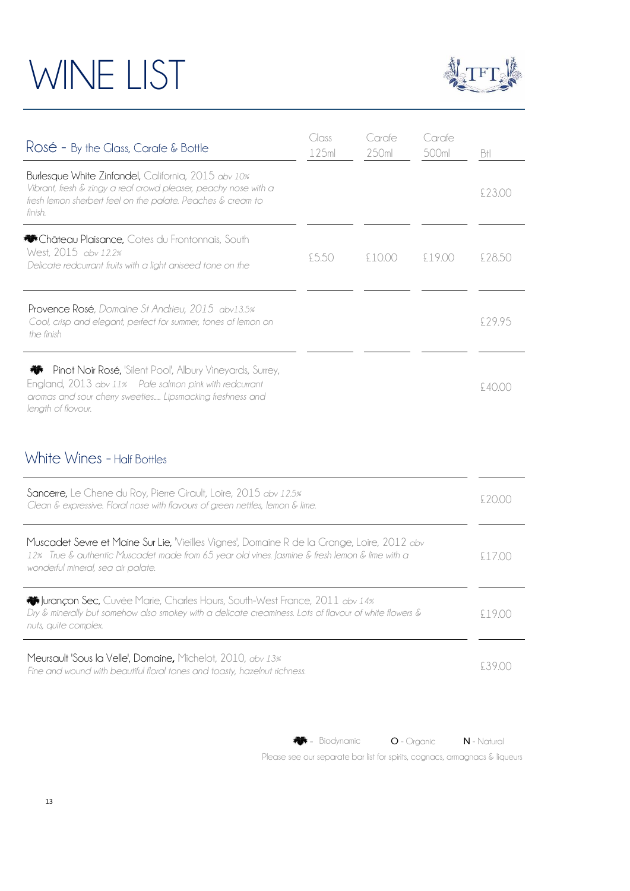# WINE LIST

## Rosé - By the Glass, Carafe & Bottle

| | Glass 125ml | Carafe 250ml | Carafe 500ml | Btl |
|---|---|---|---|---|
| **Burlesque White Zinfandel**, California, 2015 *abv 10%* *Vibrant, fresh & zingy a real crowd pleaser, peachy nose with a fresh lemon sherbert feel on the palate. Peaches & cream to finish.* | | | | £23.00 |
| 🍇 **Château Plaisance**, Cotes du Frontonnais, South West, 2015 *abv 12.2%* *Delicate redcurrant fruits with a light aniseed tone on the* | £5.50 | £10.00 | £19.00 | £28.50 |
| **Provence Rosé**, *Domaine St Andrieu, 2015 abv13.5%* *Cool, crisp and elegant, perfect for summer, tones of lemon on the finish* | | | | £29.95 |
| 🍇 **Pinot Noir Rosé**, 'Silent Pool', Albury Vineyards, Surrey, England, 2013 *abv 11%* *Pale salmon pink with redcurrant aromas and sour cherry sweeties.... Lipsmacking freshness and length of flovour.* | | | | £40.00 |

## White Wines - Half Bottles

| | |
|---|---|
| **Sancerre**, Le Chene du Roy, Pierre Girault, Loire, 2015 *abv 12.5%* *Clean & expressive. Floral nose with flavours of green nettles, lemon & lime.* | £20.00 |
| **Muscadet Sevre et Maine Sur Lie**, 'Vieilles Vignes', Domaine R de la Grange, Loire, 2012 *abv 12%* *True & authentic Muscadet made from 65 year old vines. Jasmine & fresh lemon & lime with a wonderful mineral, sea air palate.* | £17.00 |
| 🍇 **Jurançon Sec**, Cuvée Marie, Charles Hours, South-West France, 2011 *abv 14%* *Dry & minerally but somehow also smokey with a delicate creaminess. Lots of flavour of white flowers & nuts, quite complex.* | £19.00 |
| **Meursault 'Sous la Velle', Domaine,** Michelot, 2010, *abv 13%* *Fine and wound with beautiful floral tones and toasty, hazelnut richness.* | £39.00 |

🍇 - Biodynamic **O** - Organic **N** - Natural

Please see our separate bar list for spirits, cognacs, armagnacs & liqueurs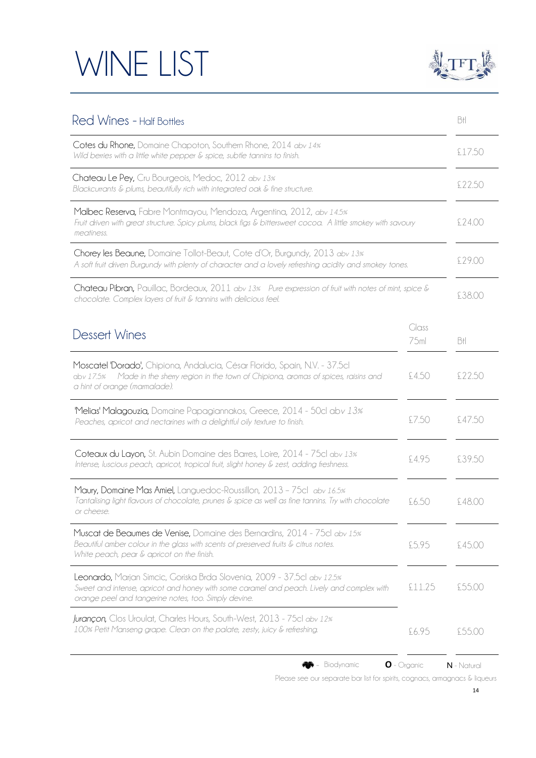# WINE LIST

TFT

## Red Wines - Half Bottles

| Wine | Btl |
|---|---|
| **Cotes du Rhone,** Domaine Chapoton, Southern Rhone, 2014 *abv 14%* <br> *Wild berries with a little white pepper & spice, subtle tannins to finish.* | £17.50 |
| **Chateau Le Pey,** Cru Bourgeois, Medoc, 2012 *abv 13%* <br> *Blackcurrants & plums, beautifully rich with integrated oak & fine structure.* | £22.50 |
| **Malbec Reserva,** Fabre Montmayou, Mendoza, Argentina, 2012, *abv 14.5%* <br> *Fruit driven with great structure. Spicy plums, black figs & bittersweet cocoa. A little smokey with savoury meatiness.* | £24.00 |
| **Chorey les Beaune,** Domaine Tollot-Beaut, Cote d'Or, Burgundy, 2013 *abv 13%* <br> *A soft fruit driven Burgundy with plenty of character and a lovely refreshing acidity and smokey tones.* | £29.00 |
| **Chateau Pibran,** Pauillac, Bordeaux, 2011 *abv 13%* *Pure expression of fruit with notes of mint, spice & chocolate. Complex layers of fruit & tannins with delicious feel.* | £38.00 |

## Dessert Wines

| Wine | Glass 75ml | Btl |
|---|---|---|
| **Moscatel 'Dorado',** Chipiona, Andalucia, César Florido, Spain, N.V. - 37.5cl <br> *abv 17.5%* *Made in the sherry region in the town of Chipiona, aromas of spices, raisins and a hint of orange (marmalade).* | £4.50 | £22.50 |
| **'Melias' Malagouzia,** Domaine Papagiannakos, Greece, 2014 - 50cl abv *13%* <br> *Peaches, apricot and nectarines with a delightful oily texture to finish.* | £7.50 | £47.50 |
| **Coteaux du Layon,** St. Aubin Domaine des Barres, Loire, 2014 - 75cl *abv 13%* <br> *Intense, luscious peach, apricot, tropical fruit, slight honey & zest, adding freshness.* | £4.95 | £39.50 |
| **Maury, Domaine Mas Amiel,** Languedoc-Roussillon, 2013 – 75cl *abv 16.5%* <br> *Tantalising light flavours of chocolate, prunes & spice as well as fine tannins. Try with chocolate or cheese.* | £6.50 | £48.00 |
| **Muscat de Beaumes de Venise,** Domaine des Bernardins, 2014 - 75cl *abv 15%* <br> *Beautiful amber colour in the glass with scents of preserved fruits & citrus notes. White peach, pear & apricot on the finish.* | £5.95 | £45.00 |
| **Leonardo,** Marjan Simcic, Goriska Brda Slovenia, 2009 - 37.5cl *abv 12.5%* <br> *Sweet and intense, apricot and honey with some caramel and peach. Lively and complex with orange peel and tangerine notes, too. Simply devine.* | £11.25 | £55.00 |
| ***Jurançon,*** Clos Uroulat, Charles Hours, South-West, 2013 - 75cl *abv 12%* <br> *100% Petit Manseng grape. Clean on the palate, zesty, juicy & refreshing.* | £6.95 | £55.00 |

- Biodynamic **O** - Organic **N** - Natural

Please see our separate bar list for spirits, cognacs, armagnacs & liqueurs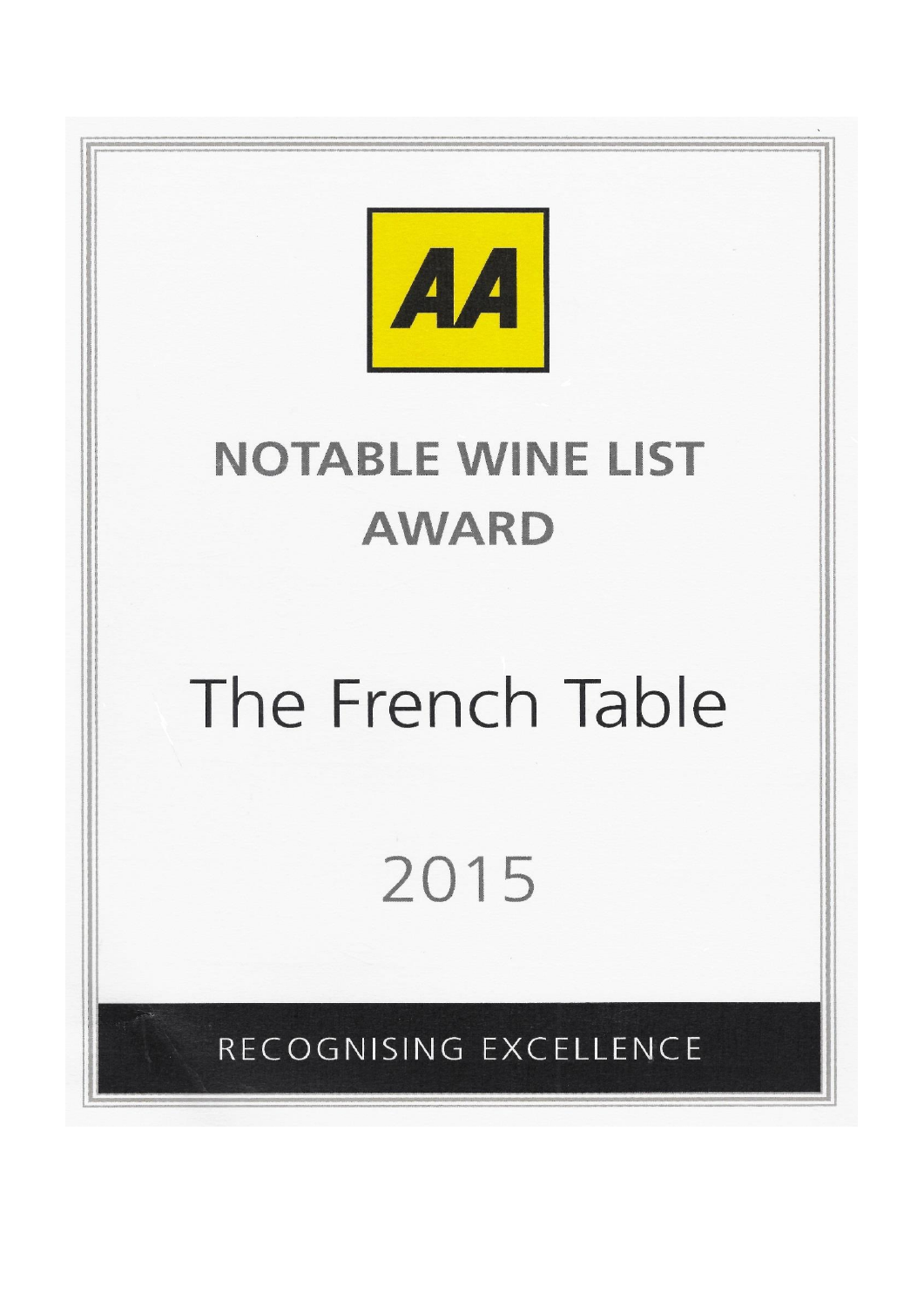AA

# NOTABLE WINE LIST AWARD

## The French Table

2015

RECOGNISING EXCELLENCE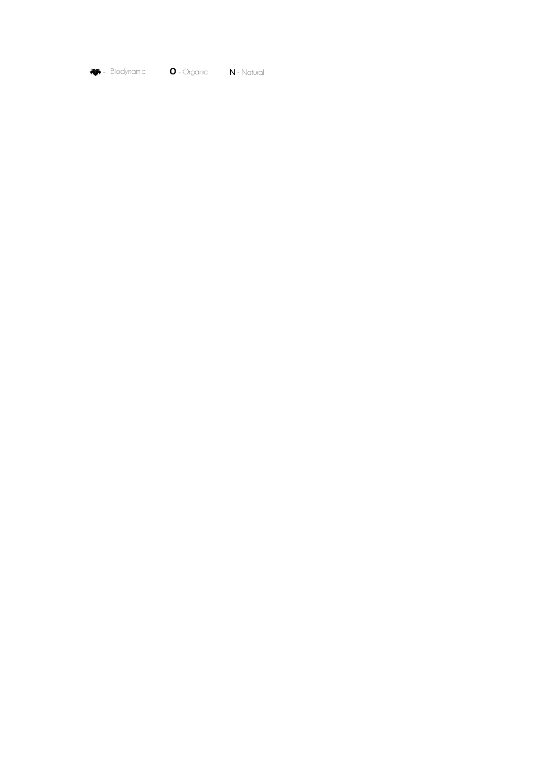- Biodynamic **O** - Organic **N** - Natural